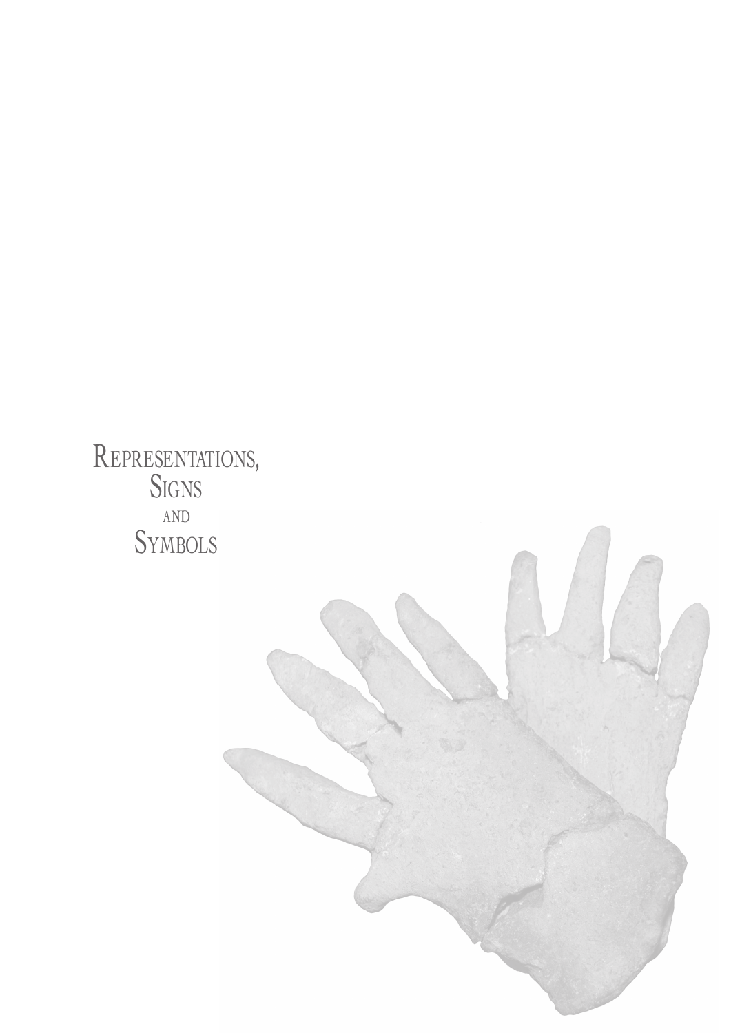# Representations, Signs and Symbols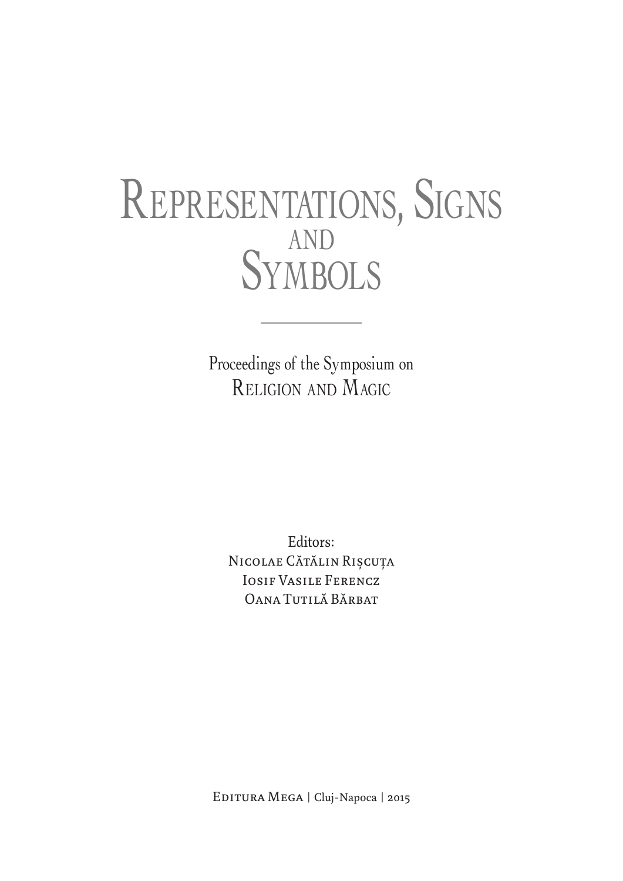# Representations, Signs and Symbols

Proceedings of the Symposium on
Religion and Magic

Editors:
Nicolae Cătălin Rișcuța
Iosif Vasile Ferencz
Oana Tutilă Bărbat

Editura Mega | Cluj-Napoca | 2015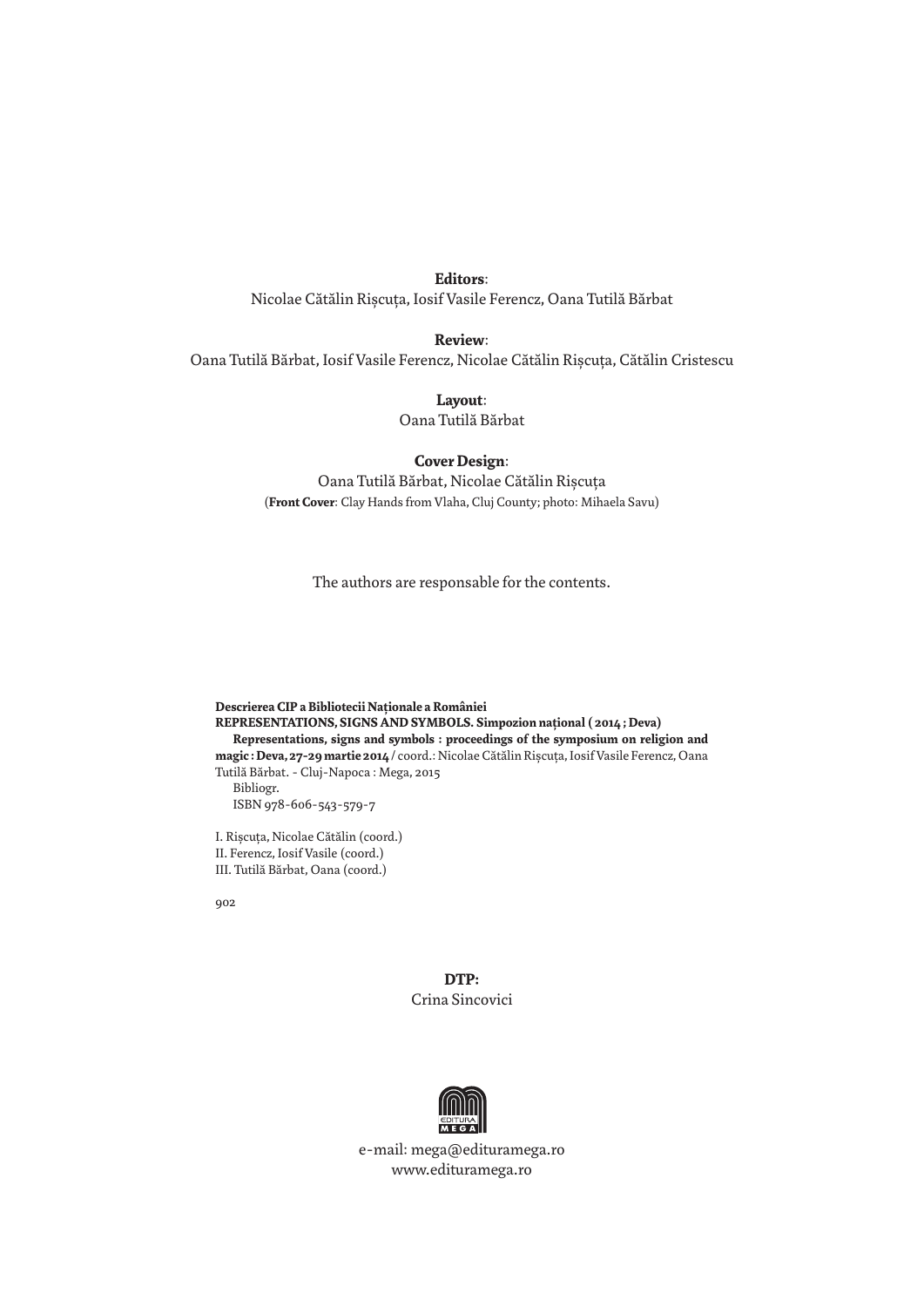**Editors**:
Nicolae Cătălin Rișcuța, Iosif Vasile Ferencz, Oana Tutilă Bărbat

**Review**:
Oana Tutilă Bărbat, Iosif Vasile Ferencz, Nicolae Cătălin Rișcuța, Cătălin Cristescu

**Layout**:
Oana Tutilă Bărbat

**Cover Design**:
Oana Tutilă Bărbat, Nicolae Cătălin Rișcuța
(**Front Cover**: Clay Hands from Vlaha, Cluj County; photo: Mihaela Savu)

The authors are responsable for the contents.

**Descrierea CIP a Bibliotecii Naționale a României**
**REPRESENTATIONS, SIGNS AND SYMBOLS. Simpozion național ( 2014 ; Deva)**
**Representations, signs and symbols : proceedings of the symposium on religion and magic : Deva, 27-29 martie 2014** / coord.: Nicolae Cătălin Rișcuța, Iosif Vasile Ferencz, Oana Tutilă Bărbat. - Cluj-Napoca : Mega, 2015
Bibliogr.
ISBN 978-606-543-579-7

I. Rișcuța, Nicolae Cătălin (coord.)
II. Ferencz, Iosif Vasile (coord.)
III. Tutilă Bărbat, Oana (coord.)

902

**DTP:**
Crina Sincovici

e-mail: mega@edituramega.ro
www.edituramega.ro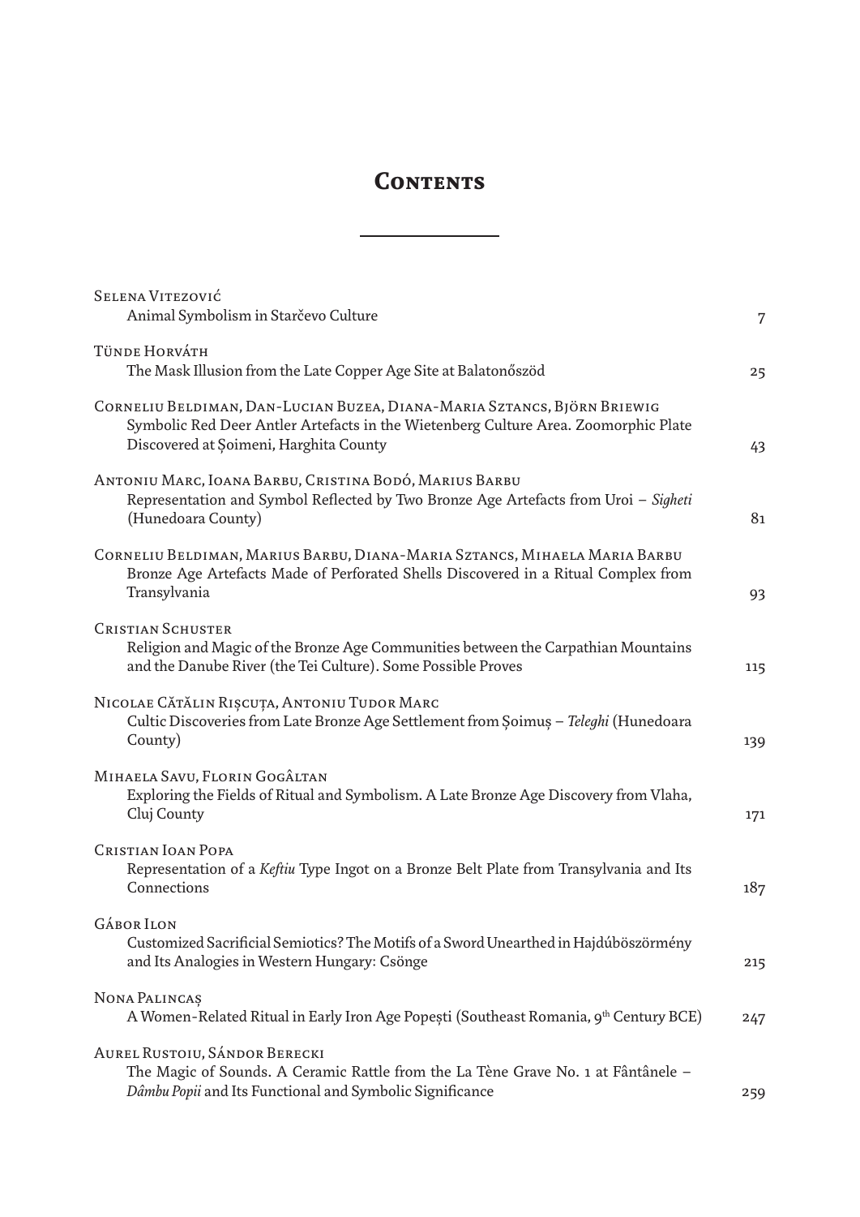# Contents

| | |
|---|---|
| Selena Vitezović<br>Animal Symbolism in Starčevo Culture | 7 |
| Tünde Horváth<br>The Mask Illusion from the Late Copper Age Site at Balatonőszöd | 25 |
| Corneliu Beldiman, Dan-Lucian Buzea, Diana-Maria Sztancs, Björn Briewig<br>Symbolic Red Deer Antler Artefacts in the Wietenberg Culture Area. Zoomorphic Plate Discovered at Șoimeni, Harghita County | 43 |
| Antoniu Marc, Ioana Barbu, Cristina Bodó, Marius Barbu<br>Representation and Symbol Reflected by Two Bronze Age Artefacts from Uroi – *Sigheti* (Hunedoara County) | 81 |
| Corneliu Beldiman, Marius Barbu, Diana-Maria Sztancs, Mihaela Maria Barbu<br>Bronze Age Artefacts Made of Perforated Shells Discovered in a Ritual Complex from Transylvania | 93 |
| Cristian Schuster<br>Religion and Magic of the Bronze Age Communities between the Carpathian Mountains and the Danube River (the Tei Culture). Some Possible Proves | 115 |
| Nicolae Cătălin Rișcuța, Antoniu Tudor Marc<br>Cultic Discoveries from Late Bronze Age Settlement from Șoimuș – *Teleghi* (Hunedoara County) | 139 |
| Mihaela Savu, Florin Gogâltan<br>Exploring the Fields of Ritual and Symbolism. A Late Bronze Age Discovery from Vlaha, Cluj County | 171 |
| Cristian Ioan Popa<br>Representation of a *Keftiu* Type Ingot on a Bronze Belt Plate from Transylvania and Its Connections | 187 |
| Gábor Ilon<br>Customized Sacrificial Semiotics? The Motifs of a Sword Unearthed in Hajdúböszörmény and Its Analogies in Western Hungary: Csönge | 215 |
| Nona Palincaș<br>A Women-Related Ritual in Early Iron Age Popești (Southeast Romania, 9th Century BCE) | 247 |
| Aurel Rustoiu, Sándor Berecki<br>The Magic of Sounds. A Ceramic Rattle from the La Tène Grave No. 1 at Fântânele – *Dâmbu Popii* and Its Functional and Symbolic Significance | 259 |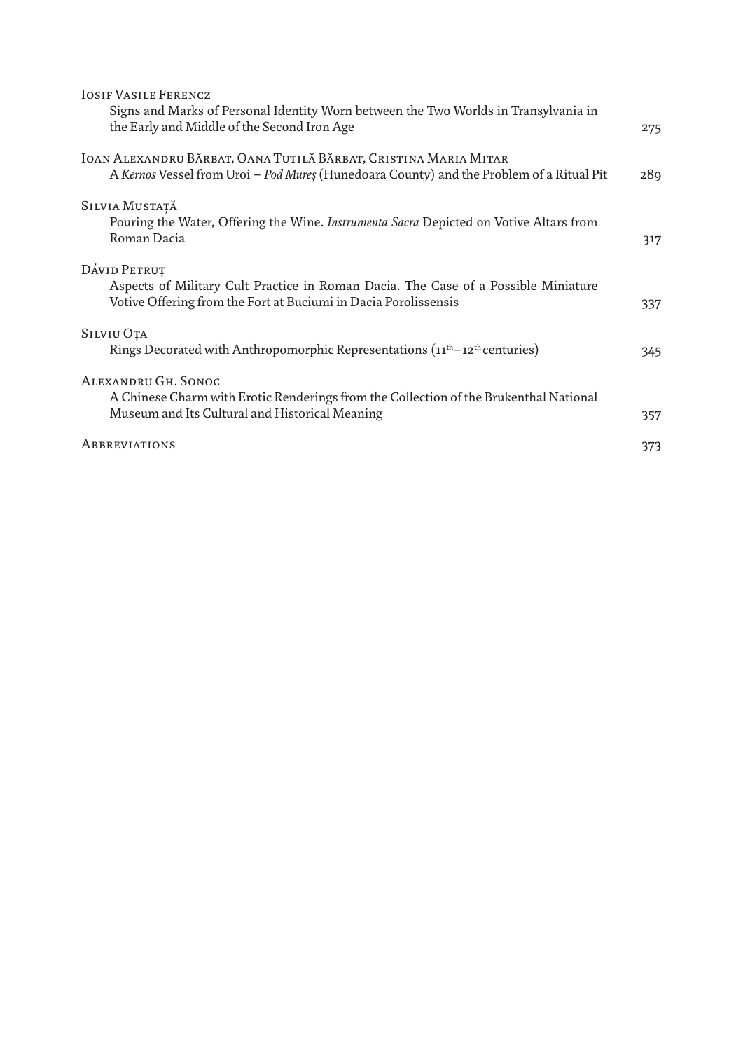Iosif Vasile Ferencz
Signs and Marks of Personal Identity Worn between the Two Worlds in Transylvania in the Early and Middle of the Second Iron Age 275

Ioan Alexandru Bărbat, Oana Tutilă Bărbat, Cristina Maria Mitar
A *Kernos* Vessel from Uroi – *Pod Mureș* (Hunedoara County) and the Problem of a Ritual Pit 289

Silvia Mustață
Pouring the Water, Offering the Wine. *Instrumenta Sacra* Depicted on Votive Altars from Roman Dacia 317

Dávid Petruț
Aspects of Military Cult Practice in Roman Dacia. The Case of a Possible Miniature Votive Offering from the Fort at Buciumi in Dacia Porolissensis 337

Silviu Oța
Rings Decorated with Anthropomorphic Representations ($11^{th}$–$12^{th}$ centuries) 345

Alexandru Gh. Sonoc
A Chinese Charm with Erotic Renderings from the Collection of the Brukenthal National Museum and Its Cultural and Historical Meaning 357

Abbreviations 373